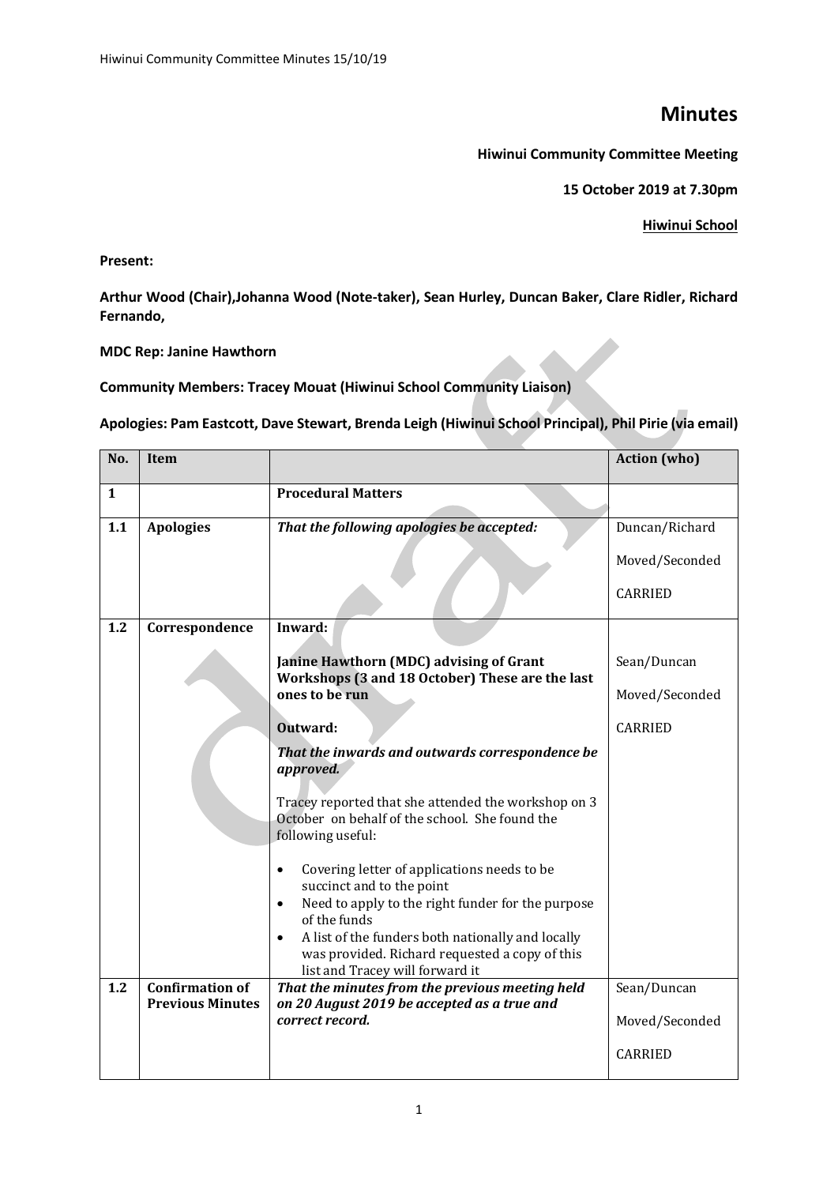# Minutes

**Hiwinui Community Committee Meeting**

**15 October 2019 at 7.30pm**

**Hiwinui School**

**Present:**

**Arthur Wood (Chair),Johanna Wood (Note-taker), Sean Hurley, Duncan Baker, Clare Ridler, Richard Fernando,**

**MDC Rep: Janine Hawthorn**

**Community Members: Tracey Mouat (Hiwinui School Community Liaison)**

**Apologies: Pam Eastcott, Dave Stewart, Brenda Leigh (Hiwinui School Principal), Phil Pirie (via email)**

| No. | Item | | Action (who) |
|---|---|---|---|
| **1** | | **Procedural Matters** | |
| **1.1** | **Apologies** | ***That the following apologies be accepted:*** | Duncan/Richard<br><br>Moved/Seconded<br><br>CARRIED |
| **1.2** | **Correspondence** | **Inward:**<br><br>**Janine Hawthorn (MDC) advising of Grant Workshops (3 and 18 October) These are the last ones to be run**<br><br>**Outward:**<br><br>***That the inwards and outwards correspondence be approved.***<br><br>Tracey reported that she attended the workshop on 3 October on behalf of the school. She found the following useful:<br><br>• Covering letter of applications needs to be succinct and to the point<br>• Need to apply to the right funder for the purpose of the funds<br>• A list of the funders both nationally and locally was provided. Richard requested a copy of this list and Tracey will forward it | Sean/Duncan<br><br>Moved/Seconded<br><br>CARRIED |
| **1.2** | **Confirmation of Previous Minutes** | ***That the minutes from the previous meeting held on 20 August 2019 be accepted as a true and correct record.*** | Sean/Duncan<br><br>Moved/Seconded<br><br>CARRIED |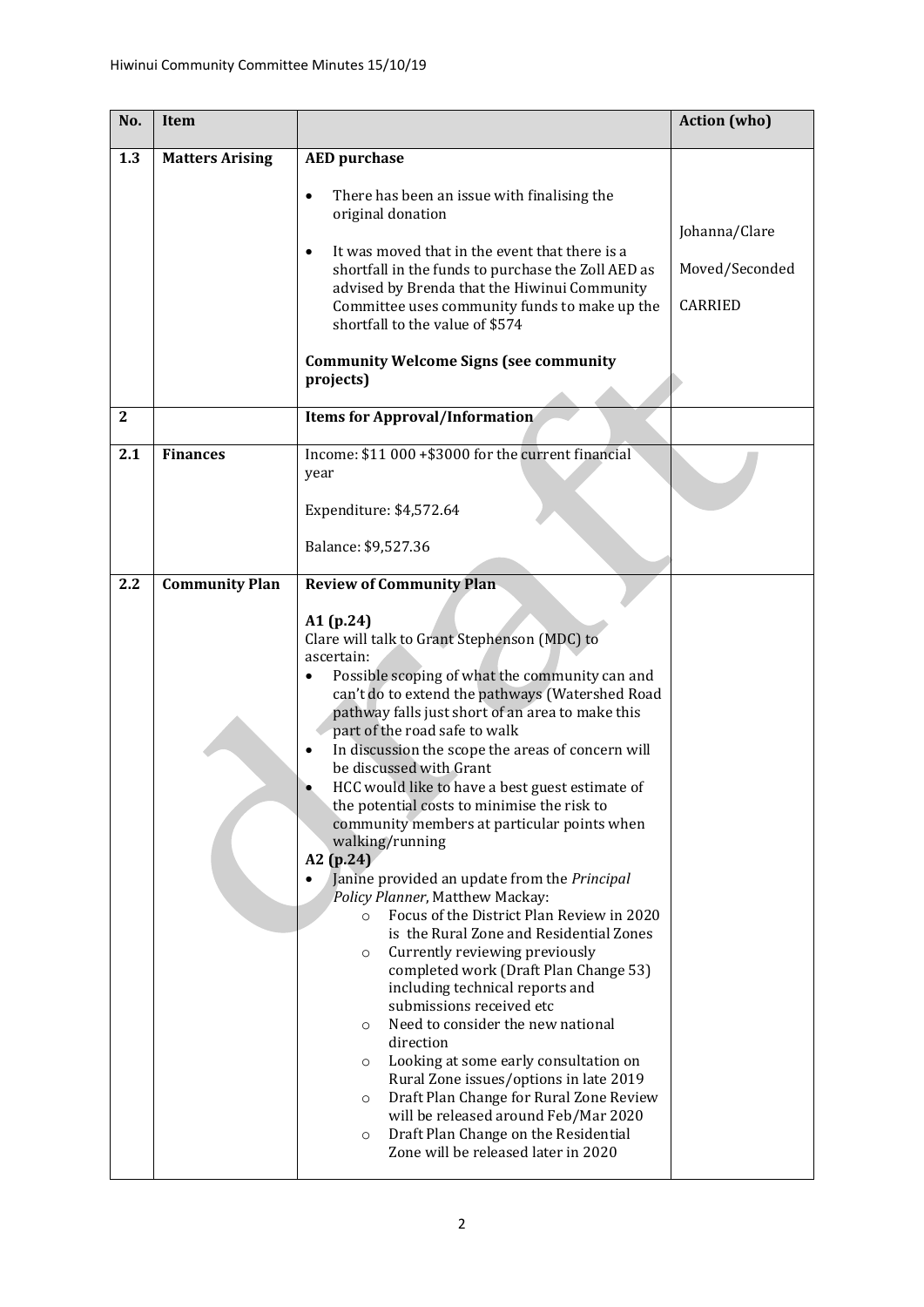| No. | Item | | Action (who) |
|---|---|---|---|
| **1.3** | **Matters Arising** | **AED purchase**<br><br>• There has been an issue with finalising the original donation<br>• It was moved that in the event that there is a shortfall in the funds to purchase the Zoll AED as advised by Brenda that the Hiwinui Community Committee uses community funds to make up the shortfall to the value of $574<br><br>**Community Welcome Signs (see community projects)** | Johanna/Clare<br><br>Moved/Seconded<br><br>CARRIED |
| **2** | | **Items for Approval/Information** | |
| **2.1** | **Finances** | Income: $11 000 +$3000 for the current financial year<br><br>Expenditure: $4,572.64<br><br>Balance: $9,527.36 | |
| **2.2** | **Community Plan** | **Review of Community Plan**<br><br>**A1 (p.24)**<br>Clare will talk to Grant Stephenson (MDC) to ascertain:<br>• Possible scoping of what the community can and can't do to extend the pathways (Watershed Road pathway falls just short of an area to make this part of the road safe to walk<br>• In discussion the scope the areas of concern will be discussed with Grant<br>• HCC would like to have a best guest estimate of the potential costs to minimise the risk to community members at particular points when walking/running<br>**A2 (p.24)**<br>• Janine provided an update from the *Principal Policy Planner*, Matthew Mackay:<br>&nbsp;&nbsp;&nbsp;&nbsp;○ Focus of the District Plan Review in 2020 is the Rural Zone and Residential Zones<br>&nbsp;&nbsp;&nbsp;&nbsp;○ Currently reviewing previously completed work (Draft Plan Change 53) including technical reports and submissions received etc<br>&nbsp;&nbsp;&nbsp;&nbsp;○ Need to consider the new national direction<br>&nbsp;&nbsp;&nbsp;&nbsp;○ Looking at some early consultation on Rural Zone issues/options in late 2019<br>&nbsp;&nbsp;&nbsp;&nbsp;○ Draft Plan Change for Rural Zone Review will be released around Feb/Mar 2020<br>&nbsp;&nbsp;&nbsp;&nbsp;○ Draft Plan Change on the Residential Zone will be released later in 2020 | |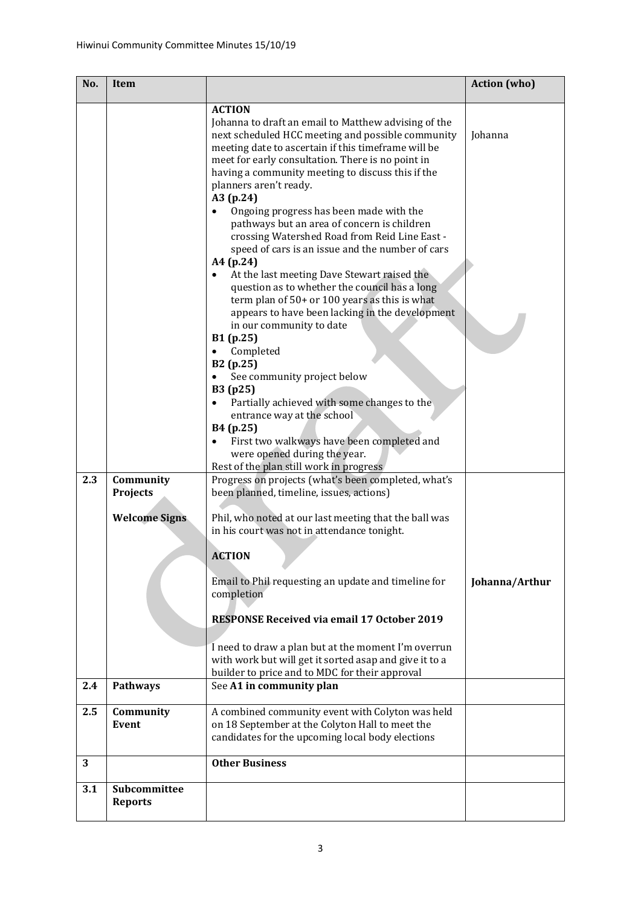| No. | Item | | Action (who) |
|---|---|---|---|
| | | **ACTION**<br>Johanna to draft an email to Matthew advising of the next scheduled HCC meeting and possible community meeting date to ascertain if this timeframe will be meet for early consultation. There is no point in having a community meeting to discuss this if the planners aren't ready.<br>**A3 (p.24)**<br>• Ongoing progress has been made with the pathways but an area of concern is children crossing Watershed Road from Reid Line East - speed of cars is an issue and the number of cars<br>**A4 (p.24)**<br>• At the last meeting Dave Stewart raised the question as to whether the council has a long term plan of 50+ or 100 years as this is what appears to have been lacking in the development in our community to date<br>**B1 (p.25)**<br>• Completed<br>**B2 (p.25)**<br>• See community project below<br>**B3 (p25)**<br>• Partially achieved with some changes to the entrance way at the school<br>**B4 (p.25)**<br>• First two walkways have been completed and were opened during the year.<br>Rest of the plan still work in progress | Johanna |
| 2.3 | **Community Projects**<br><br>**Welcome Signs** | Progress on projects (what's been completed, what's been planned, timeline, issues, actions)<br><br>Phil, who noted at our last meeting that the ball was in his court was not in attendance tonight.<br><br>**ACTION**<br><br>Email to Phil requesting an update and timeline for completion<br><br>**RESPONSE Received via email 17 October 2019**<br><br>I need to draw a plan but at the moment I'm overrun with work but will get it sorted asap and give it to a builder to price and to MDC for their approval | **Johanna/Arthur** |
| 2.4 | **Pathways** | See **A1 in community plan** | |
| 2.5 | **Community Event** | A combined community event with Colyton was held on 18 September at the Colyton Hall to meet the candidates for the upcoming local body elections | |
| 3 | | **Other Business** | |
| 3.1 | **Subcommittee Reports** | | |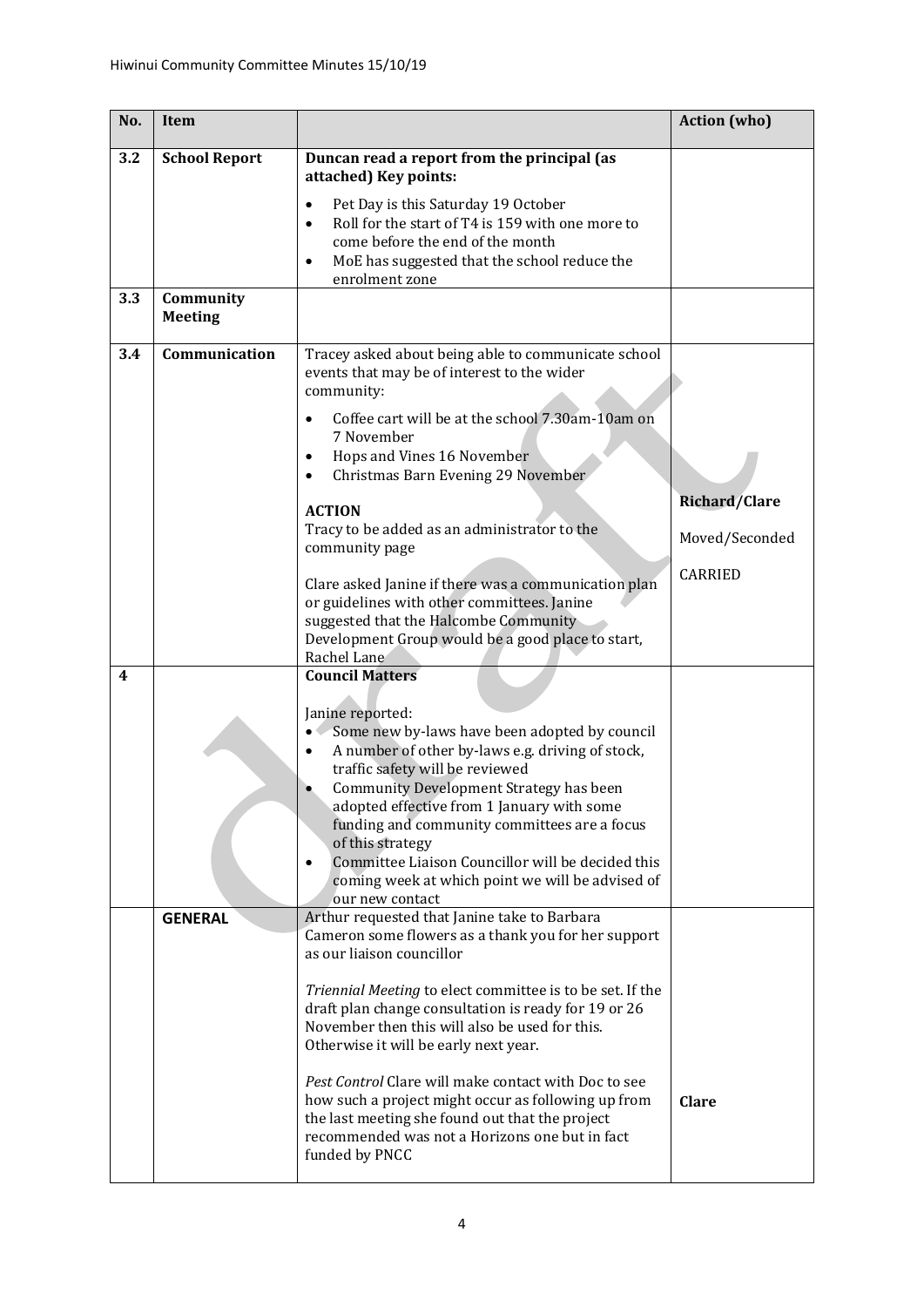| No. | Item | | Action (who) |
|---|---|---|---|
| 3.2 | School Report | **Duncan read a report from the principal (as attached) Key points:**<br>• Pet Day is this Saturday 19 October<br>• Roll for the start of T4 is 159 with one more to come before the end of the month<br>• MoE has suggested that the school reduce the enrolment zone | |
| 3.3 | Community Meeting | | |
| 3.4 | Communication | Tracey asked about being able to communicate school events that may be of interest to the wider community:<br>• Coffee cart will be at the school 7.30am-10am on 7 November<br>• Hops and Vines 16 November<br>• Christmas Barn Evening 29 November<br><br>**ACTION**<br>Tracy to be added as an administrator to the community page<br><br>Clare asked Janine if there was a communication plan or guidelines with other committees. Janine suggested that the Halcombe Community Development Group would be a good place to start, Rachel Lane | **Richard/Clare**<br>Moved/Seconded<br>CARRIED |
| 4 | | **Council Matters**<br><br>Janine reported:<br>• Some new by-laws have been adopted by council<br>• A number of other by-laws e.g. driving of stock, traffic safety will be reviewed<br>• Community Development Strategy has been adopted effective from 1 January with some funding and community committees are a focus of this strategy<br>• Committee Liaison Councillor will be decided this coming week at which point we will be advised of our new contact | |
| | GENERAL | Arthur requested that Janine take to Barbara Cameron some flowers as a thank you for her support as our liaison councillor<br><br>*Triennial Meeting* to elect committee is to be set. If the draft plan change consultation is ready for 19 or 26 November then this will also be used for this. Otherwise it will be early next year.<br><br>*Pest Control* Clare will make contact with Doc to see how such a project might occur as following up from the last meeting she found out that the project recommended was not a Horizons one but in fact funded by PNCC | **Clare** |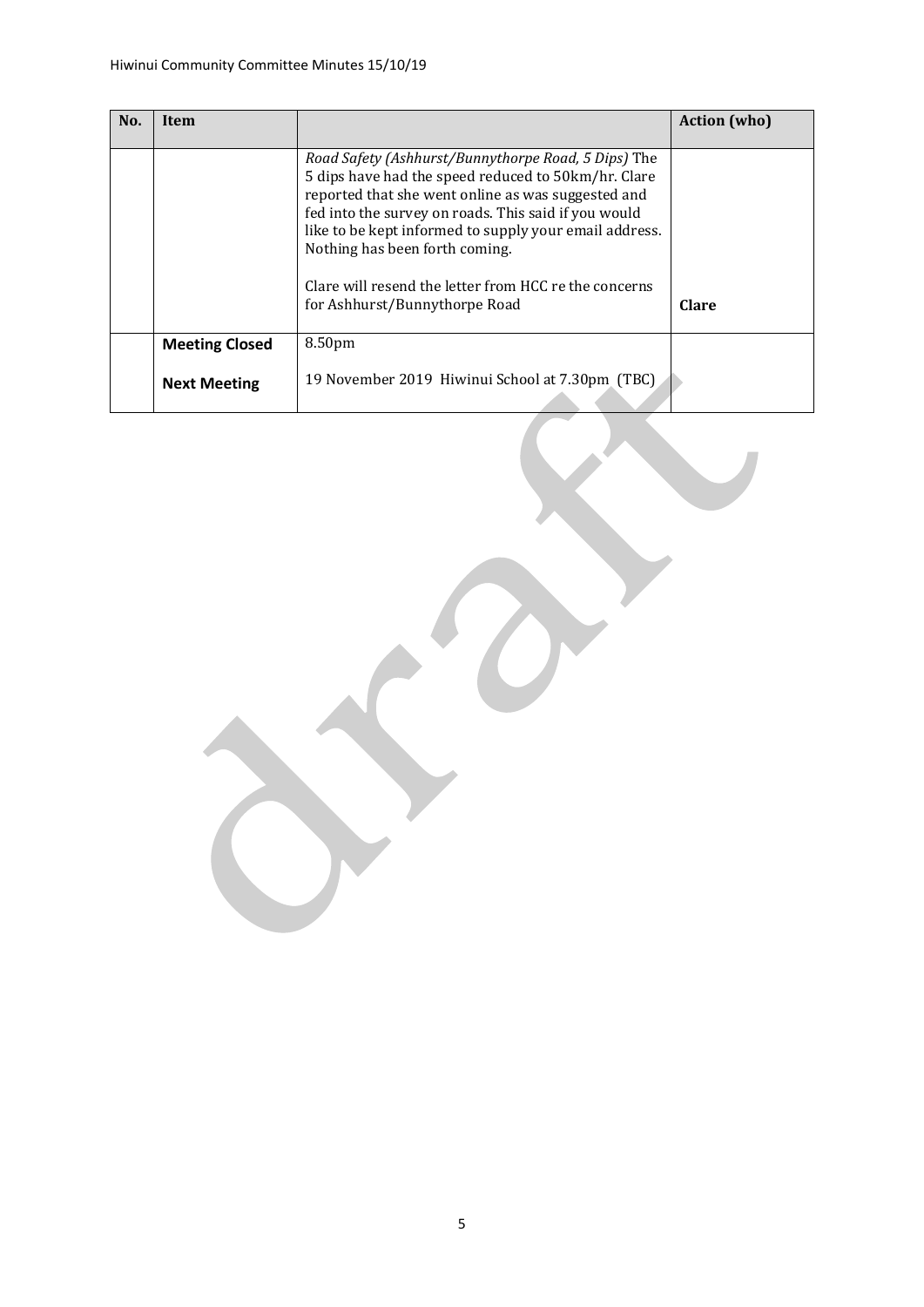| No. | Item | | Action (who) |
|---|---|---|---|
| | | *Road Safety (Ashhurst/Bunnythorpe Road, 5 Dips)* The 5 dips have had the speed reduced to 50km/hr. Clare reported that she went online as was suggested and fed into the survey on roads. This said if you would like to be kept informed to supply your email address. Nothing has been forth coming.<br><br>Clare will resend the letter from HCC re the concerns for Ashhurst/Bunnythorpe Road | **Clare** |
| | **Meeting Closed**<br><br>**Next Meeting** | 8.50pm<br><br>19 November 2019 Hiwinui School at 7.30pm (TBC) | |

draft